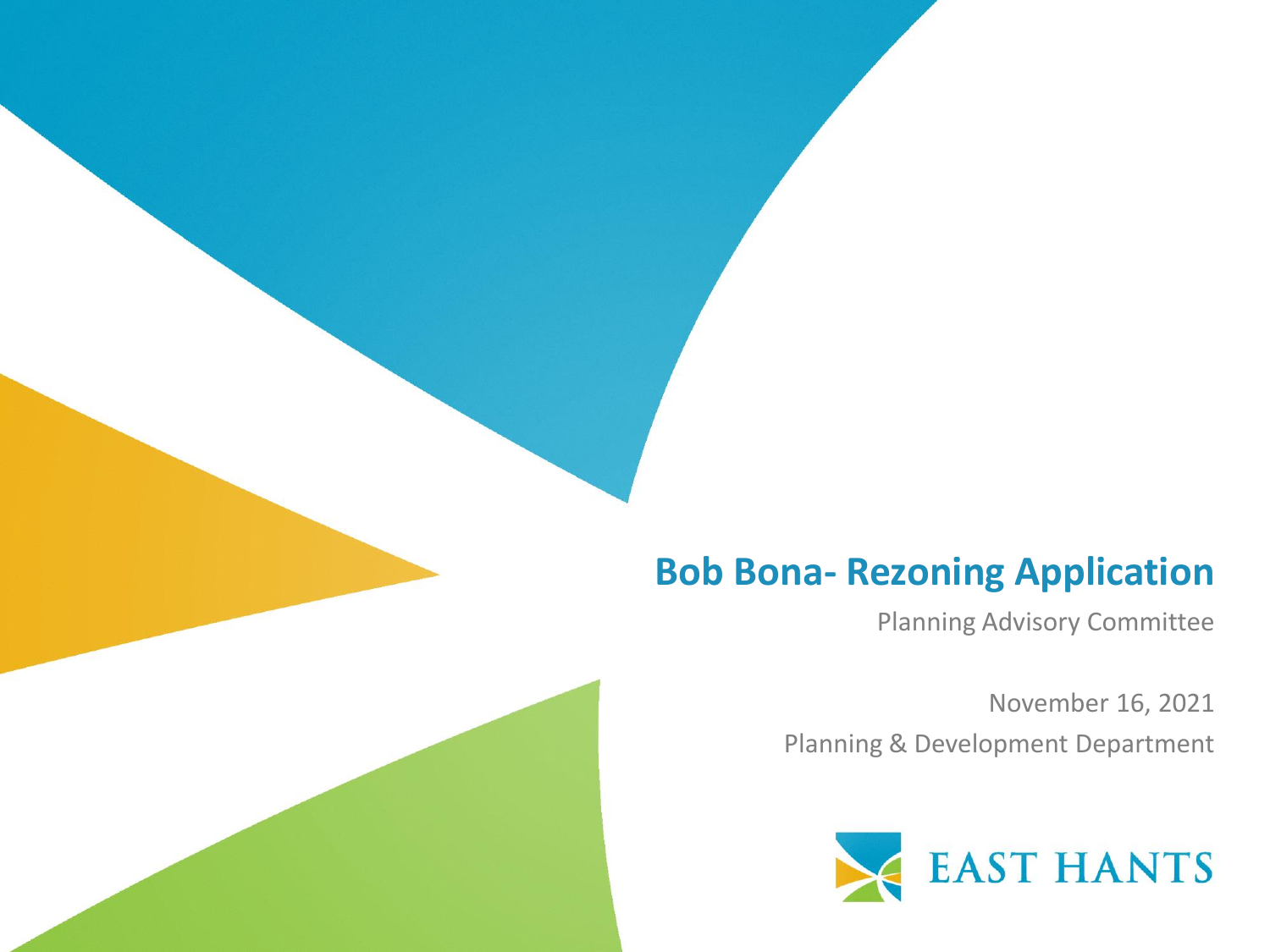# Bob Bona- Rezoning Application

Planning Advisory Committee

November 16, 2021

Planning & Development Department

EAST HANTS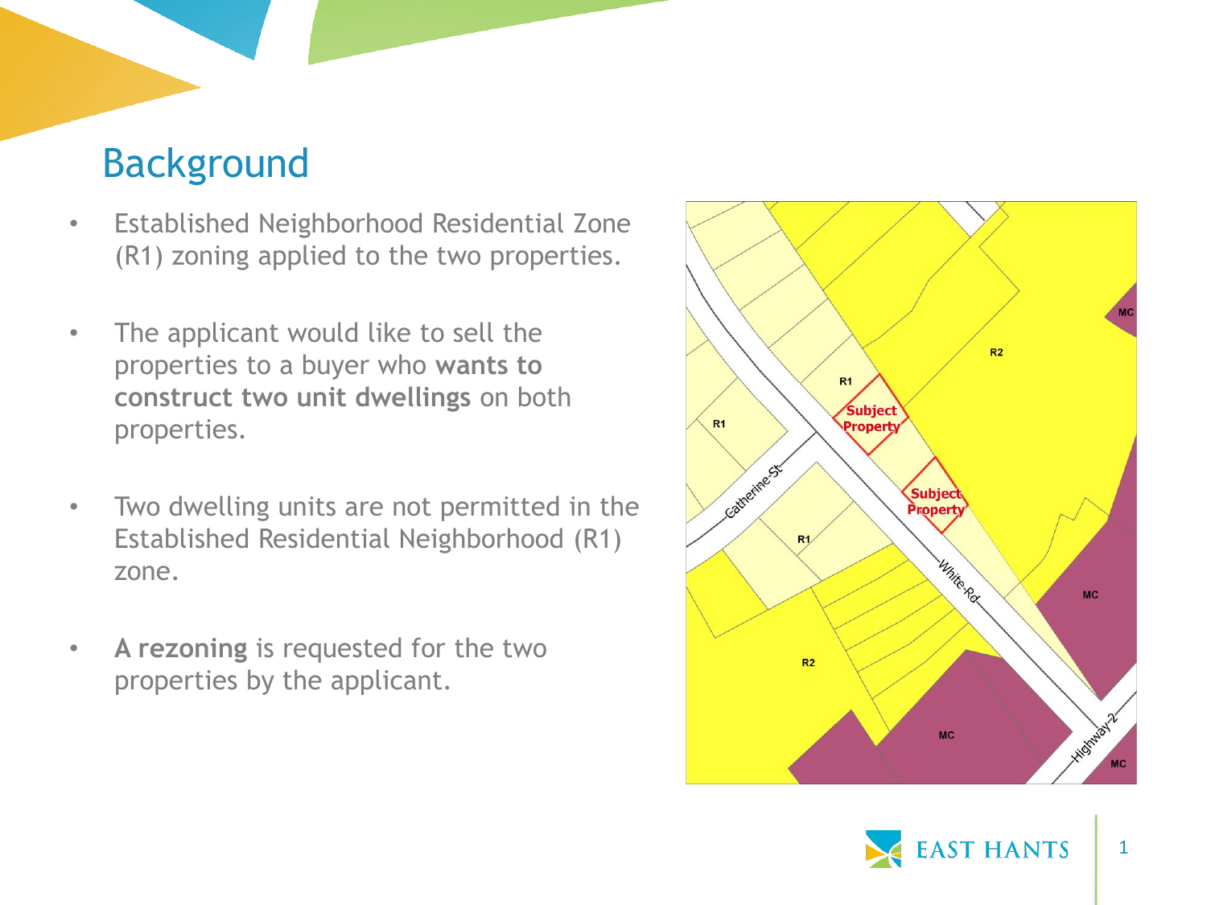## Background

- Established Neighborhood Residential Zone (R1) zoning applied to the two properties.
- The applicant would like to sell the properties to a buyer who **wants to construct two unit dwellings** on both properties.
- Two dwelling units are not permitted in the Established Residential Neighborhood (R1) zone.
- **A rezoning** is requested for the two properties by the applicant.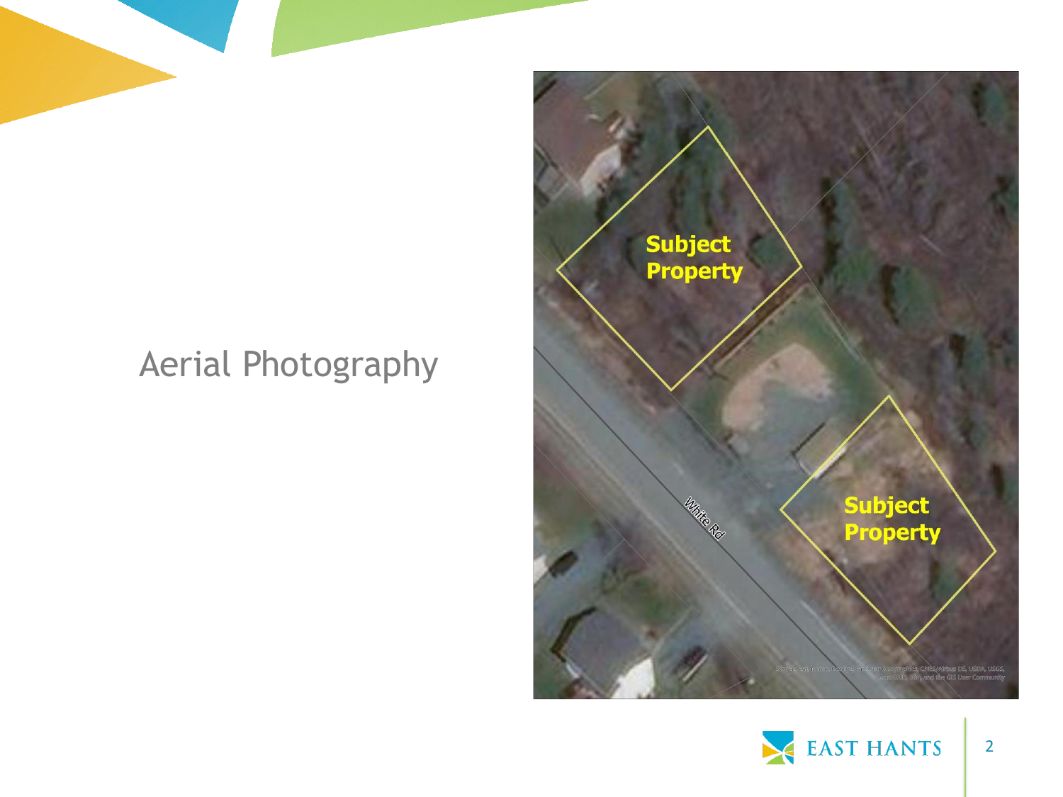# Aerial Photography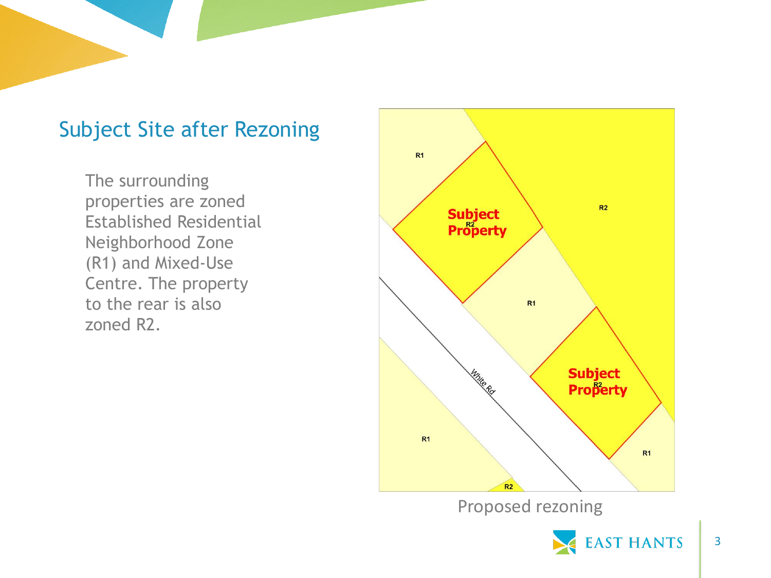## Subject Site after Rezoning

The surrounding properties are zoned Established Residential Neighborhood Zone (R1) and Mixed-Use Centre. The property to the rear is also zoned R2.

Proposed rezoning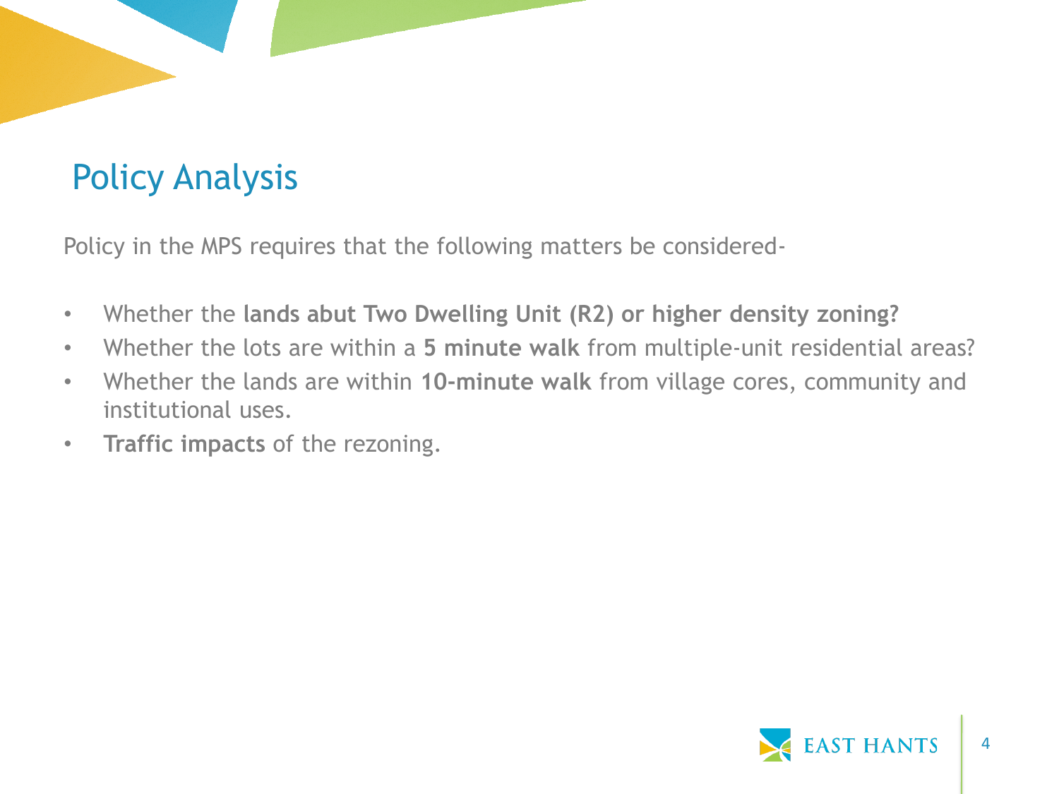# Policy Analysis

Policy in the MPS requires that the following matters be considered-

- Whether the **lands abut Two Dwelling Unit (R2) or higher density zoning?**
- Whether the lots are within a **5 minute walk** from multiple-unit residential areas?
- Whether the lands are within **10-minute walk** from village cores, community and institutional uses.
- **Traffic impacts** of the rezoning.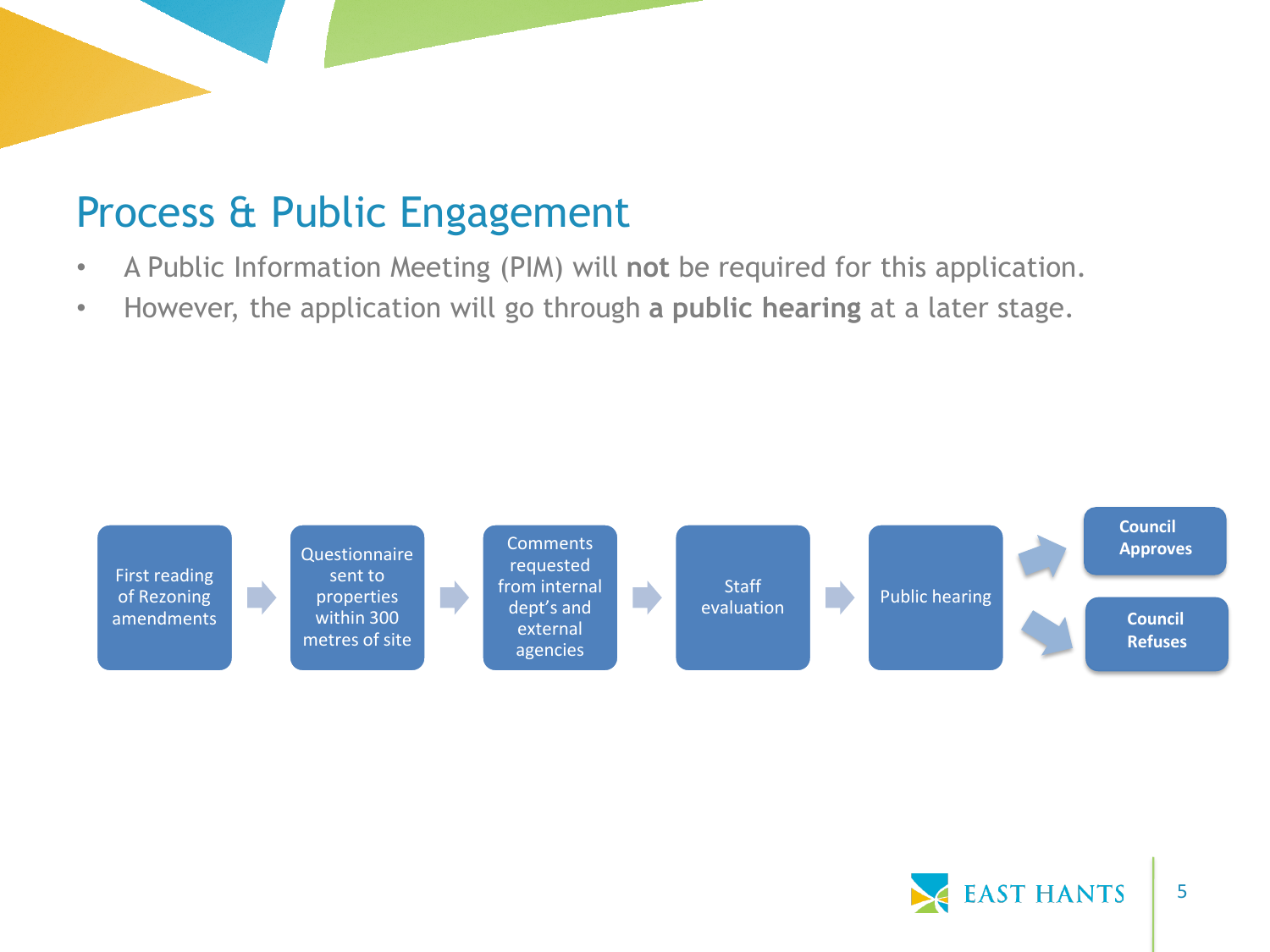## Process & Public Engagement

- A Public Information Meeting (PIM) will **not** be required for this application.
- However, the application will go through **a public hearing** at a later stage.

First reading of Rezoning amendments → Questionnaire sent to properties within 300 metres of site → Comments requested from internal dept's and external agencies → Staff evaluation → Public hearing → **Council Approves** / **Council Refuses**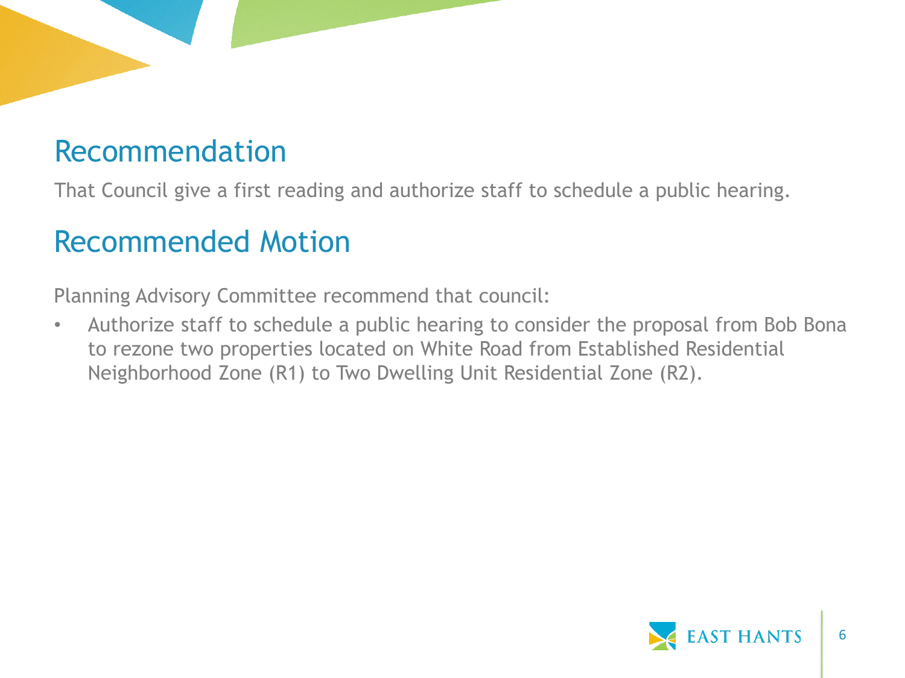## Recommendation

That Council give a first reading and authorize staff to schedule a public hearing.

## Recommended Motion

Planning Advisory Committee recommend that council:

- Authorize staff to schedule a public hearing to consider the proposal from Bob Bona to rezone two properties located on White Road from Established Residential Neighborhood Zone (R1) to Two Dwelling Unit Residential Zone (R2).